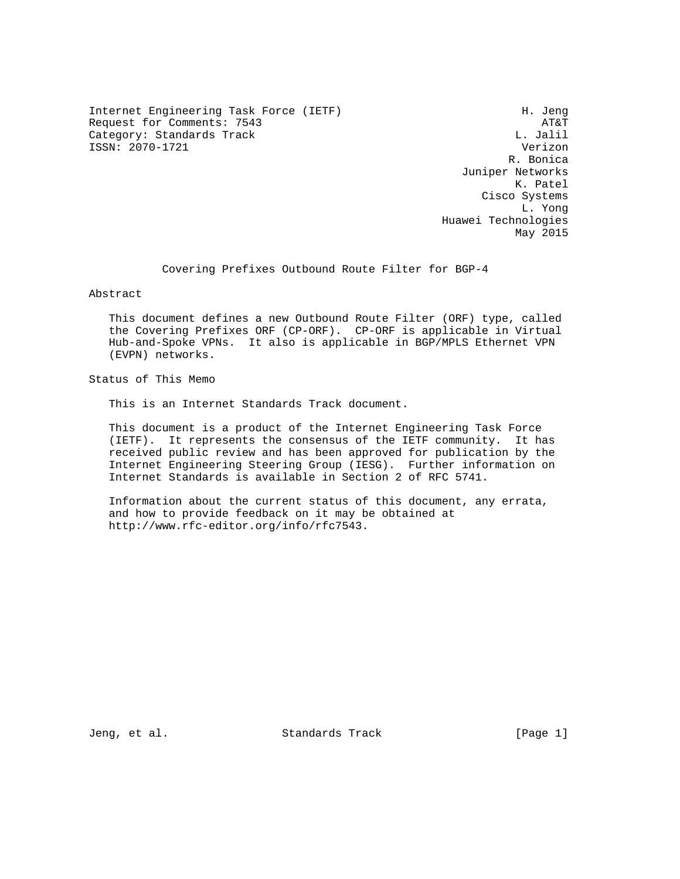Internet Engineering Task Force (IETF) H. Jeng
Request for Comments: 7543 AT&T
Category: Standards Track L. Jalil
ISSN: 2070-1721 Verizon
R. Bonica
Juniper Networks
K. Patel
Cisco Systems
L. Yong
Huawei Technologies
May 2015

# Covering Prefixes Outbound Route Filter for BGP-4

## Abstract

This document defines a new Outbound Route Filter (ORF) type, called the Covering Prefixes ORF (CP-ORF). CP-ORF is applicable in Virtual Hub-and-Spoke VPNs. It also is applicable in BGP/MPLS Ethernet VPN (EVPN) networks.

## Status of This Memo

This is an Internet Standards Track document.

This document is a product of the Internet Engineering Task Force (IETF). It represents the consensus of the IETF community. It has received public review and has been approved for publication by the Internet Engineering Steering Group (IESG). Further information on Internet Standards is available in Section 2 of RFC 5741.

Information about the current status of this document, any errata, and how to provide feedback on it may be obtained at http://www.rfc-editor.org/info/rfc7543.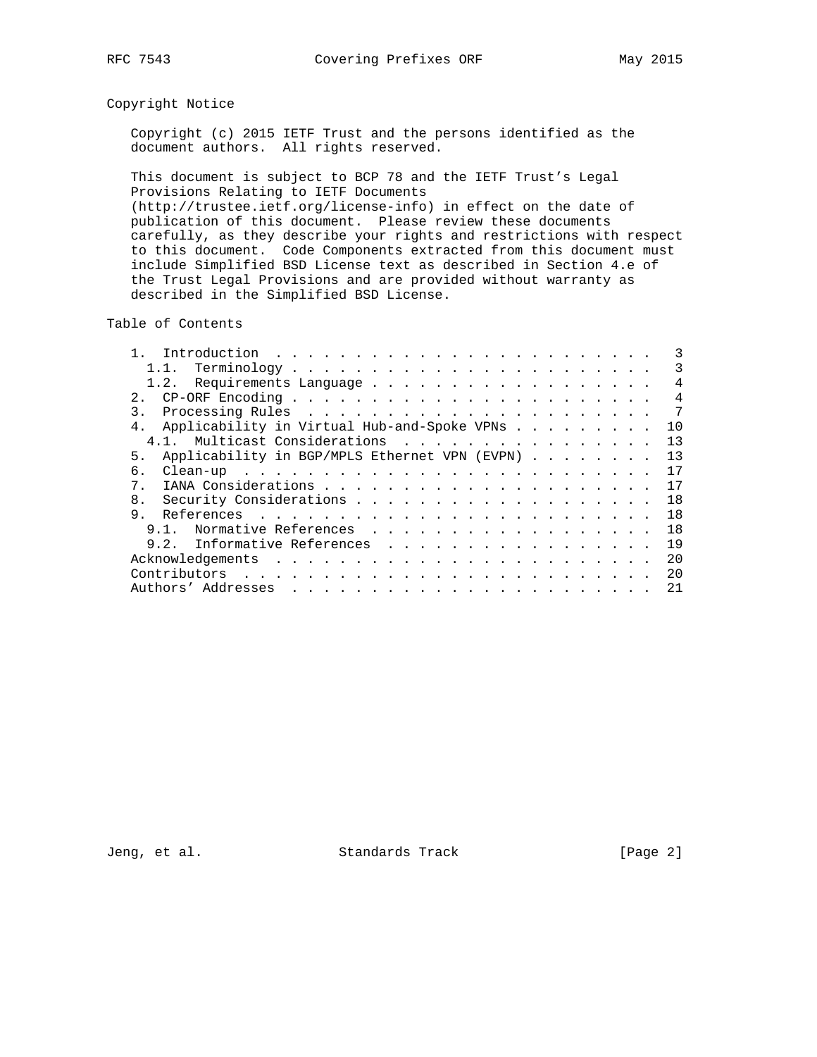## Copyright Notice

Copyright (c) 2015 IETF Trust and the persons identified as the document authors. All rights reserved.

This document is subject to BCP 78 and the IETF Trust's Legal Provisions Relating to IETF Documents (http://trustee.ietf.org/license-info) in effect on the date of publication of this document. Please review these documents carefully, as they describe your rights and restrictions with respect to this document. Code Components extracted from this document must include Simplified BSD License text as described in Section 4.e of the Trust Legal Provisions and are provided without warranty as described in the Simplified BSD License.

## Table of Contents

```
   1.  Introduction . . . . . . . . . . . . . . . . . . . . . . . .   3
     1.1.  Terminology . . . . . . . . . . . . . . . . . . . . . . .   3
     1.2.  Requirements Language . . . . . . . . . . . . . . . . . .   4
   2.  CP-ORF Encoding . . . . . . . . . . . . . . . . . . . . . . .   4
   3.  Processing Rules  . . . . . . . . . . . . . . . . . . . . . .   7
   4.  Applicability in Virtual Hub-and-Spoke VPNs . . . . . . . . .  10
     4.1.  Multicast Considerations  . . . . . . . . . . . . . . . .  13
   5.  Applicability in BGP/MPLS Ethernet VPN (EVPN) . . . . . . . .  13
   6.  Clean-up  . . . . . . . . . . . . . . . . . . . . . . . . . .  17
   7.  IANA Considerations . . . . . . . . . . . . . . . . . . . . .  17
   8.  Security Considerations . . . . . . . . . . . . . . . . . . .  18
   9.  References  . . . . . . . . . . . . . . . . . . . . . . . . .  18
     9.1.  Normative References  . . . . . . . . . . . . . . . . . .  18
     9.2.  Informative References  . . . . . . . . . . . . . . . . .  19
   Acknowledgements  . . . . . . . . . . . . . . . . . . . . . . . .  20
   Contributors  . . . . . . . . . . . . . . . . . . . . . . . . . .  20
   Authors' Addresses  . . . . . . . . . . . . . . . . . . . . . . .  21
```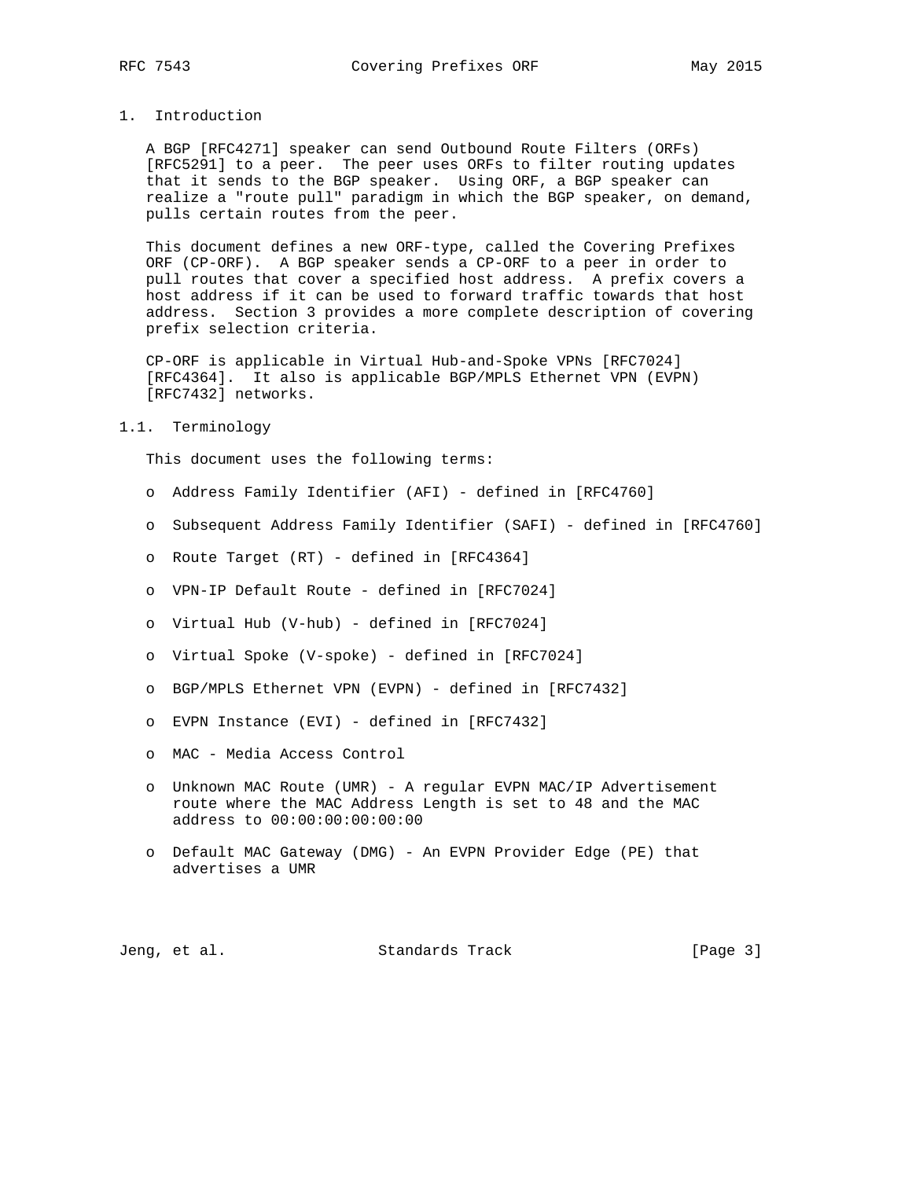# 1. Introduction

A BGP [RFC4271] speaker can send Outbound Route Filters (ORFs) [RFC5291] to a peer. The peer uses ORFs to filter routing updates that it sends to the BGP speaker. Using ORF, a BGP speaker can realize a "route pull" paradigm in which the BGP speaker, on demand, pulls certain routes from the peer.

This document defines a new ORF-type, called the Covering Prefixes ORF (CP-ORF). A BGP speaker sends a CP-ORF to a peer in order to pull routes that cover a specified host address. A prefix covers a host address if it can be used to forward traffic towards that host address. Section 3 provides a more complete description of covering prefix selection criteria.

CP-ORF is applicable in Virtual Hub-and-Spoke VPNs [RFC7024] [RFC4364]. It also is applicable BGP/MPLS Ethernet VPN (EVPN) [RFC7432] networks.

## 1.1. Terminology

This document uses the following terms:

- Address Family Identifier (AFI) - defined in [RFC4760]
- Subsequent Address Family Identifier (SAFI) - defined in [RFC4760]
- Route Target (RT) - defined in [RFC4364]
- VPN-IP Default Route - defined in [RFC7024]
- Virtual Hub (V-hub) - defined in [RFC7024]
- Virtual Spoke (V-spoke) - defined in [RFC7024]
- BGP/MPLS Ethernet VPN (EVPN) - defined in [RFC7432]
- EVPN Instance (EVI) - defined in [RFC7432]
- MAC - Media Access Control
- Unknown MAC Route (UMR) - A regular EVPN MAC/IP Advertisement route where the MAC Address Length is set to 48 and the MAC address to 00:00:00:00:00:00
- Default MAC Gateway (DMG) - An EVPN Provider Edge (PE) that advertises a UMR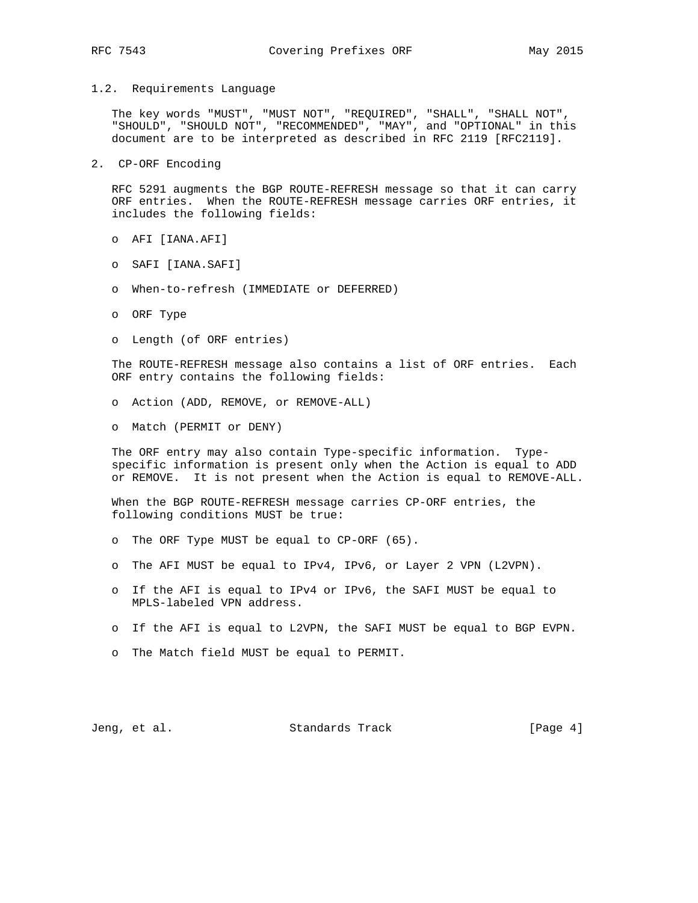### 1.2. Requirements Language

The key words "MUST", "MUST NOT", "REQUIRED", "SHALL", "SHALL NOT", "SHOULD", "SHOULD NOT", "RECOMMENDED", "MAY", and "OPTIONAL" in this document are to be interpreted as described in RFC 2119 [RFC2119].

## 2. CP-ORF Encoding

RFC 5291 augments the BGP ROUTE-REFRESH message so that it can carry ORF entries. When the ROUTE-REFRESH message carries ORF entries, it includes the following fields:

- AFI [IANA.AFI]
- SAFI [IANA.SAFI]
- When-to-refresh (IMMEDIATE or DEFERRED)
- ORF Type
- Length (of ORF entries)

The ROUTE-REFRESH message also contains a list of ORF entries. Each ORF entry contains the following fields:

- Action (ADD, REMOVE, or REMOVE-ALL)
- Match (PERMIT or DENY)

The ORF entry may also contain Type-specific information. Type-specific information is present only when the Action is equal to ADD or REMOVE. It is not present when the Action is equal to REMOVE-ALL.

When the BGP ROUTE-REFRESH message carries CP-ORF entries, the following conditions MUST be true:

- The ORF Type MUST be equal to CP-ORF (65).
- The AFI MUST be equal to IPv4, IPv6, or Layer 2 VPN (L2VPN).
- If the AFI is equal to IPv4 or IPv6, the SAFI MUST be equal to MPLS-labeled VPN address.
- If the AFI is equal to L2VPN, the SAFI MUST be equal to BGP EVPN.
- The Match field MUST be equal to PERMIT.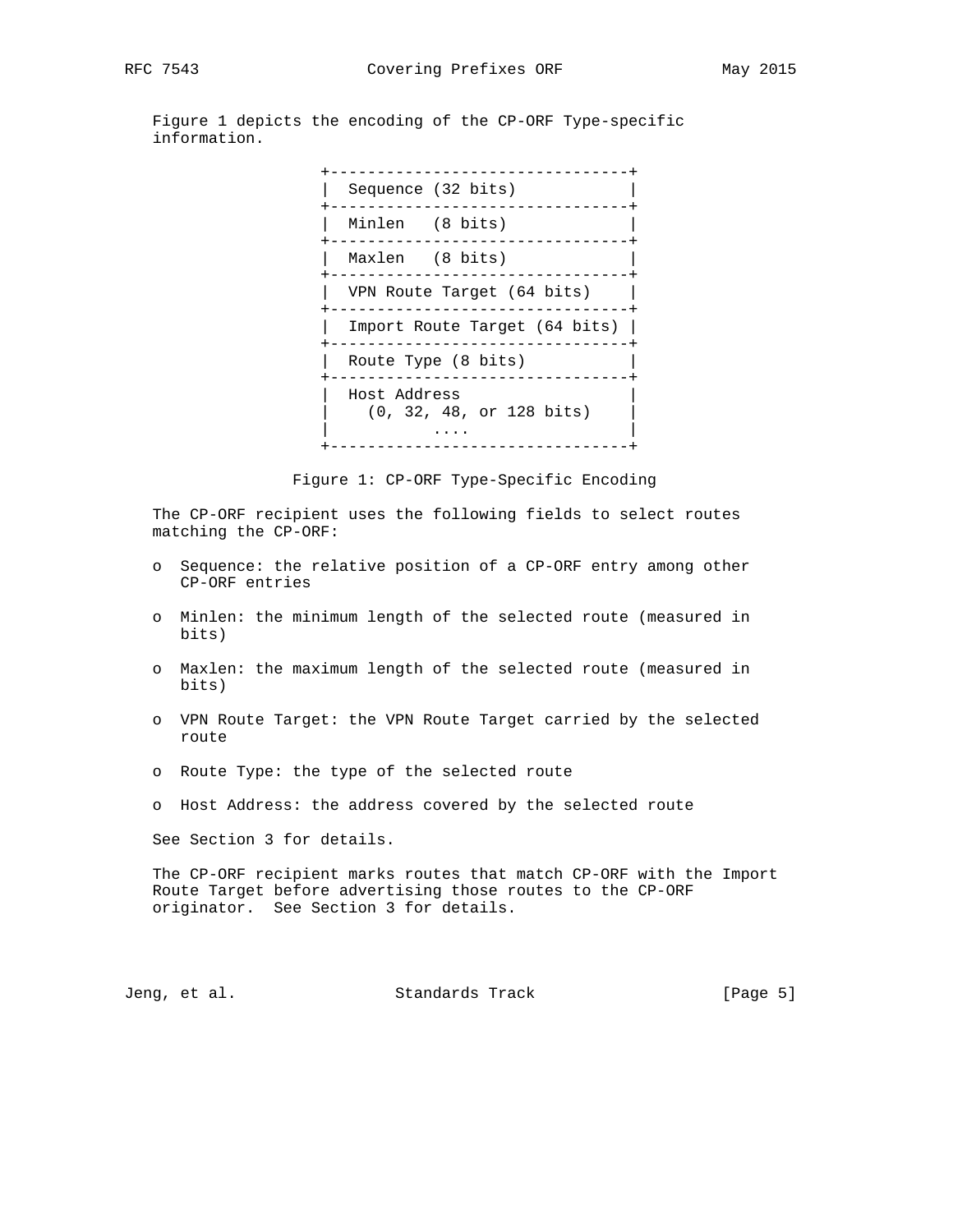Figure 1 depicts the encoding of the CP-ORF Type-specific information.

```
+--------------------------------+
|  Sequence (32 bits)            |
+--------------------------------+
|  Minlen   (8 bits)             |
+--------------------------------+
|  Maxlen   (8 bits)             |
+--------------------------------+
|  VPN Route Target (64 bits)    |
+--------------------------------+
|  Import Route Target (64 bits) |
+--------------------------------+
|  Route Type (8 bits)           |
+--------------------------------+
|  Host Address                  |
|    (0, 32, 48, or 128 bits)    |
|           ....                 |
+--------------------------------+
```

Figure 1: CP-ORF Type-Specific Encoding

The CP-ORF recipient uses the following fields to select routes matching the CP-ORF:

- Sequence: the relative position of a CP-ORF entry among other CP-ORF entries
- Minlen: the minimum length of the selected route (measured in bits)
- Maxlen: the maximum length of the selected route (measured in bits)
- VPN Route Target: the VPN Route Target carried by the selected route
- Route Type: the type of the selected route
- Host Address: the address covered by the selected route

See Section 3 for details.

The CP-ORF recipient marks routes that match CP-ORF with the Import Route Target before advertising those routes to the CP-ORF originator. See Section 3 for details.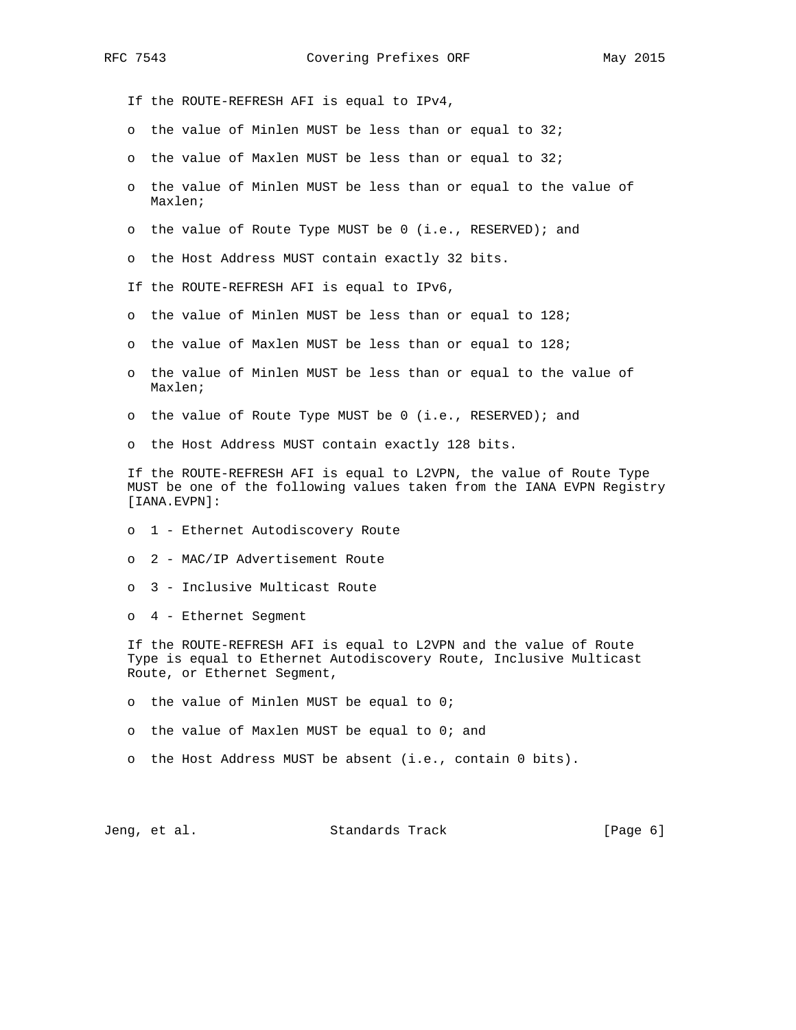If the ROUTE-REFRESH AFI is equal to IPv4,

- the value of Minlen MUST be less than or equal to 32;
- the value of Maxlen MUST be less than or equal to 32;
- the value of Minlen MUST be less than or equal to the value of Maxlen;
- the value of Route Type MUST be 0 (i.e., RESERVED); and
- the Host Address MUST contain exactly 32 bits.

If the ROUTE-REFRESH AFI is equal to IPv6,

- the value of Minlen MUST be less than or equal to 128;
- the value of Maxlen MUST be less than or equal to 128;
- the value of Minlen MUST be less than or equal to the value of Maxlen;
- the value of Route Type MUST be 0 (i.e., RESERVED); and
- the Host Address MUST contain exactly 128 bits.

If the ROUTE-REFRESH AFI is equal to L2VPN, the value of Route Type MUST be one of the following values taken from the IANA EVPN Registry [IANA.EVPN]:

- 1 - Ethernet Autodiscovery Route
- 2 - MAC/IP Advertisement Route
- 3 - Inclusive Multicast Route
- 4 - Ethernet Segment

If the ROUTE-REFRESH AFI is equal to L2VPN and the value of Route Type is equal to Ethernet Autodiscovery Route, Inclusive Multicast Route, or Ethernet Segment,

- the value of Minlen MUST be equal to 0;
- the value of Maxlen MUST be equal to 0; and
- the Host Address MUST be absent (i.e., contain 0 bits).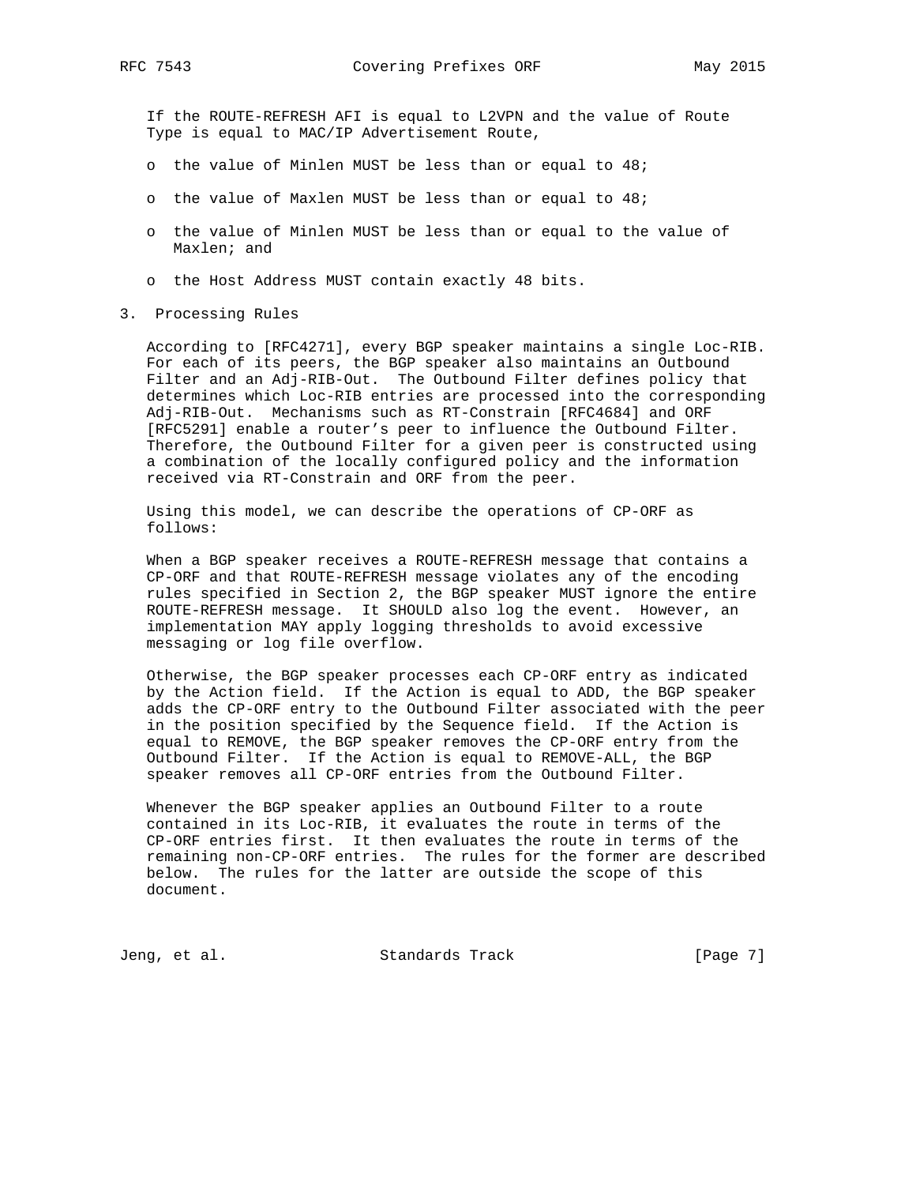If the ROUTE-REFRESH AFI is equal to L2VPN and the value of Route Type is equal to MAC/IP Advertisement Route,

- o the value of Minlen MUST be less than or equal to 48;
- o the value of Maxlen MUST be less than or equal to 48;
- o the value of Minlen MUST be less than or equal to the value of Maxlen; and
- o the Host Address MUST contain exactly 48 bits.

## 3. Processing Rules

According to [RFC4271], every BGP speaker maintains a single Loc-RIB. For each of its peers, the BGP speaker also maintains an Outbound Filter and an Adj-RIB-Out. The Outbound Filter defines policy that determines which Loc-RIB entries are processed into the corresponding Adj-RIB-Out. Mechanisms such as RT-Constrain [RFC4684] and ORF [RFC5291] enable a router's peer to influence the Outbound Filter. Therefore, the Outbound Filter for a given peer is constructed using a combination of the locally configured policy and the information received via RT-Constrain and ORF from the peer.

Using this model, we can describe the operations of CP-ORF as follows:

When a BGP speaker receives a ROUTE-REFRESH message that contains a CP-ORF and that ROUTE-REFRESH message violates any of the encoding rules specified in Section 2, the BGP speaker MUST ignore the entire ROUTE-REFRESH message. It SHOULD also log the event. However, an implementation MAY apply logging thresholds to avoid excessive messaging or log file overflow.

Otherwise, the BGP speaker processes each CP-ORF entry as indicated by the Action field. If the Action is equal to ADD, the BGP speaker adds the CP-ORF entry to the Outbound Filter associated with the peer in the position specified by the Sequence field. If the Action is equal to REMOVE, the BGP speaker removes the CP-ORF entry from the Outbound Filter. If the Action is equal to REMOVE-ALL, the BGP speaker removes all CP-ORF entries from the Outbound Filter.

Whenever the BGP speaker applies an Outbound Filter to a route contained in its Loc-RIB, it evaluates the route in terms of the CP-ORF entries first. It then evaluates the route in terms of the remaining non-CP-ORF entries. The rules for the former are described below. The rules for the latter are outside the scope of this document.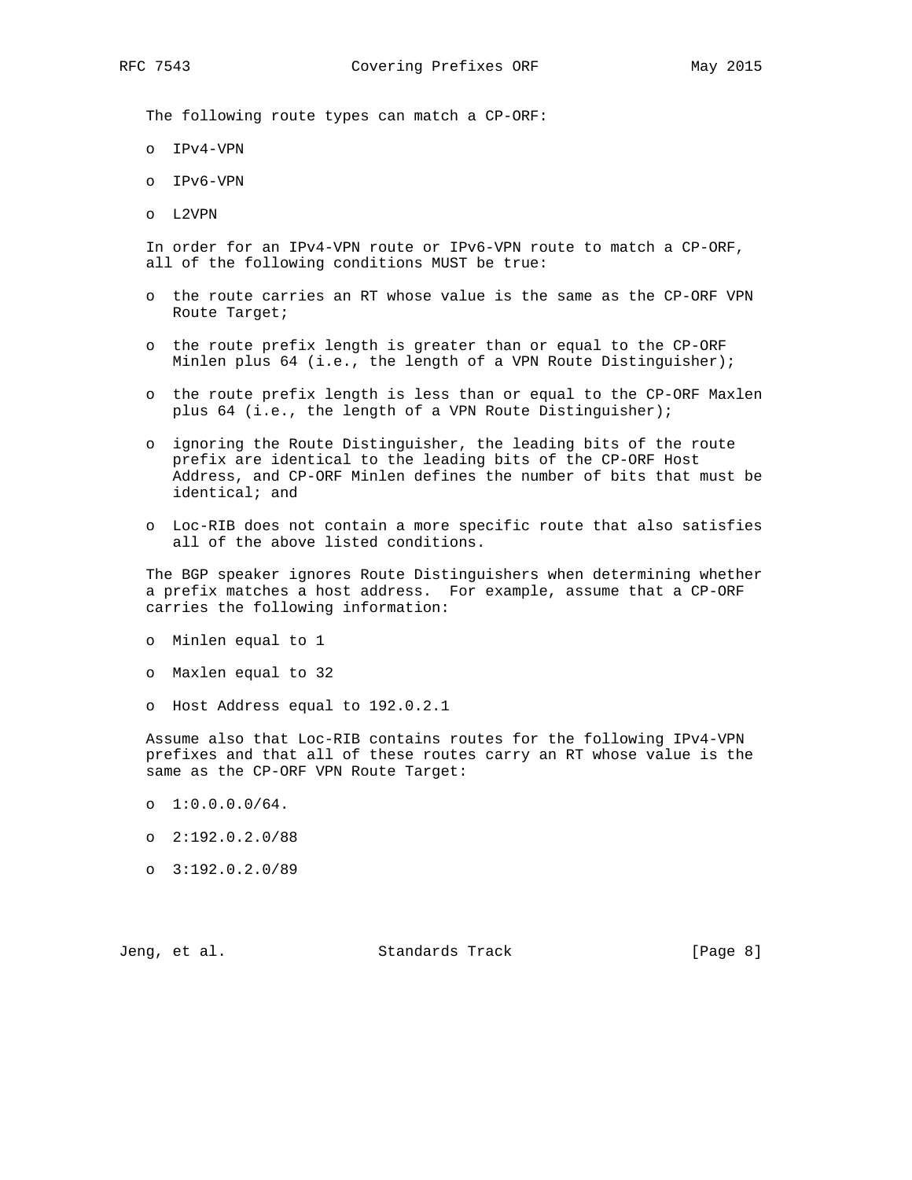The following route types can match a CP-ORF:

- IPv4-VPN
- IPv6-VPN
- L2VPN

In order for an IPv4-VPN route or IPv6-VPN route to match a CP-ORF, all of the following conditions MUST be true:

- the route carries an RT whose value is the same as the CP-ORF VPN Route Target;
- the route prefix length is greater than or equal to the CP-ORF Minlen plus 64 (i.e., the length of a VPN Route Distinguisher);
- the route prefix length is less than or equal to the CP-ORF Maxlen plus 64 (i.e., the length of a VPN Route Distinguisher);
- ignoring the Route Distinguisher, the leading bits of the route prefix are identical to the leading bits of the CP-ORF Host Address, and CP-ORF Minlen defines the number of bits that must be identical; and
- Loc-RIB does not contain a more specific route that also satisfies all of the above listed conditions.

The BGP speaker ignores Route Distinguishers when determining whether a prefix matches a host address. For example, assume that a CP-ORF carries the following information:

- Minlen equal to 1
- Maxlen equal to 32
- Host Address equal to 192.0.2.1

Assume also that Loc-RIB contains routes for the following IPv4-VPN prefixes and that all of these routes carry an RT whose value is the same as the CP-ORF VPN Route Target:

- 1:0.0.0.0/64.
- 2:192.0.2.0/88
- 3:192.0.2.0/89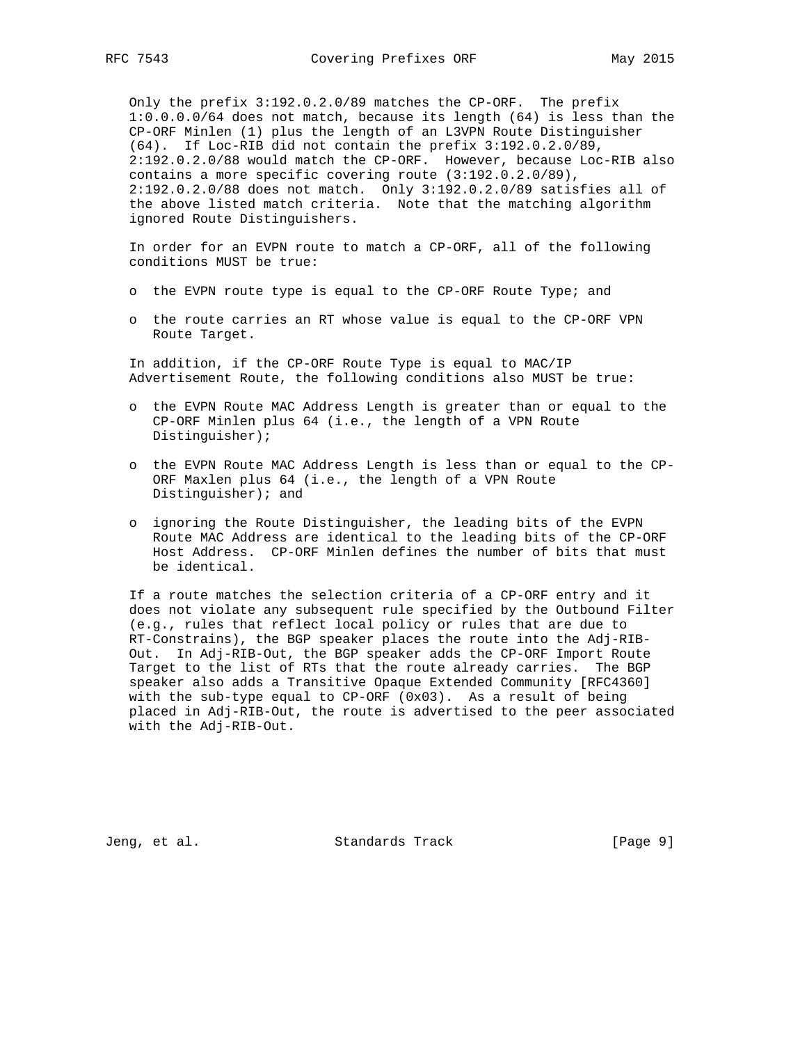Only the prefix 3:192.0.2.0/89 matches the CP-ORF. The prefix 1:0.0.0.0/64 does not match, because its length (64) is less than the CP-ORF Minlen (1) plus the length of an L3VPN Route Distinguisher (64). If Loc-RIB did not contain the prefix 3:192.0.2.0/89, 2:192.0.2.0/88 would match the CP-ORF. However, because Loc-RIB also contains a more specific covering route (3:192.0.2.0/89), 2:192.0.2.0/88 does not match. Only 3:192.0.2.0/89 satisfies all of the above listed match criteria. Note that the matching algorithm ignored Route Distinguishers.

In order for an EVPN route to match a CP-ORF, all of the following conditions MUST be true:

- the EVPN route type is equal to the CP-ORF Route Type; and
- the route carries an RT whose value is equal to the CP-ORF VPN Route Target.

In addition, if the CP-ORF Route Type is equal to MAC/IP Advertisement Route, the following conditions also MUST be true:

- the EVPN Route MAC Address Length is greater than or equal to the CP-ORF Minlen plus 64 (i.e., the length of a VPN Route Distinguisher);
- the EVPN Route MAC Address Length is less than or equal to the CP-ORF Maxlen plus 64 (i.e., the length of a VPN Route Distinguisher); and
- ignoring the Route Distinguisher, the leading bits of the EVPN Route MAC Address are identical to the leading bits of the CP-ORF Host Address. CP-ORF Minlen defines the number of bits that must be identical.

If a route matches the selection criteria of a CP-ORF entry and it does not violate any subsequent rule specified by the Outbound Filter (e.g., rules that reflect local policy or rules that are due to RT-Constrains), the BGP speaker places the route into the Adj-RIB-Out. In Adj-RIB-Out, the BGP speaker adds the CP-ORF Import Route Target to the list of RTs that the route already carries. The BGP speaker also adds a Transitive Opaque Extended Community [RFC4360] with the sub-type equal to CP-ORF (0x03). As a result of being placed in Adj-RIB-Out, the route is advertised to the peer associated with the Adj-RIB-Out.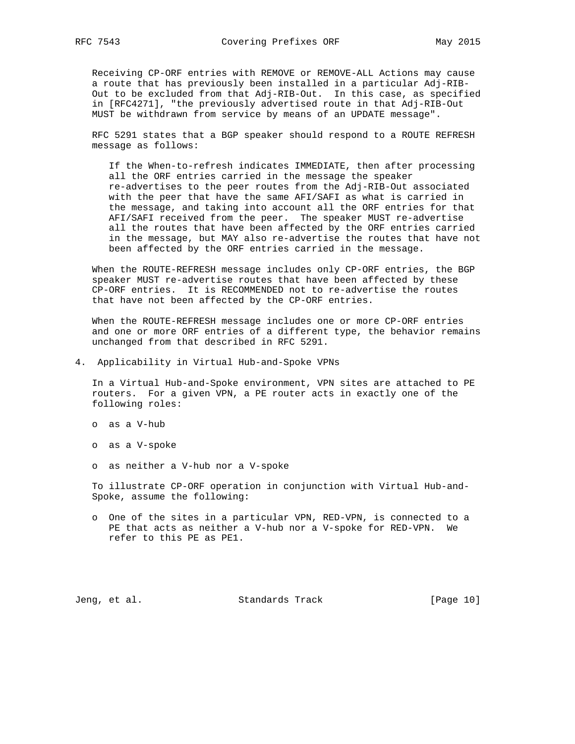Receiving CP-ORF entries with REMOVE or REMOVE-ALL Actions may cause a route that has previously been installed in a particular Adj-RIB-Out to be excluded from that Adj-RIB-Out. In this case, as specified in [RFC4271], "the previously advertised route in that Adj-RIB-Out MUST be withdrawn from service by means of an UPDATE message".

RFC 5291 states that a BGP speaker should respond to a ROUTE REFRESH message as follows:

> If the When-to-refresh indicates IMMEDIATE, then after processing all the ORF entries carried in the message the speaker re-advertises to the peer routes from the Adj-RIB-Out associated with the peer that have the same AFI/SAFI as what is carried in the message, and taking into account all the ORF entries for that AFI/SAFI received from the peer. The speaker MUST re-advertise all the routes that have been affected by the ORF entries carried in the message, but MAY also re-advertise the routes that have not been affected by the ORF entries carried in the message.

When the ROUTE-REFRESH message includes only CP-ORF entries, the BGP speaker MUST re-advertise routes that have been affected by these CP-ORF entries. It is RECOMMENDED not to re-advertise the routes that have not been affected by the CP-ORF entries.

When the ROUTE-REFRESH message includes one or more CP-ORF entries and one or more ORF entries of a different type, the behavior remains unchanged from that described in RFC 5291.

## 4. Applicability in Virtual Hub-and-Spoke VPNs

In a Virtual Hub-and-Spoke environment, VPN sites are attached to PE routers. For a given VPN, a PE router acts in exactly one of the following roles:

- as a V-hub
- as a V-spoke
- as neither a V-hub nor a V-spoke

To illustrate CP-ORF operation in conjunction with Virtual Hub-and-Spoke, assume the following:

- One of the sites in a particular VPN, RED-VPN, is connected to a PE that acts as neither a V-hub nor a V-spoke for RED-VPN. We refer to this PE as PE1.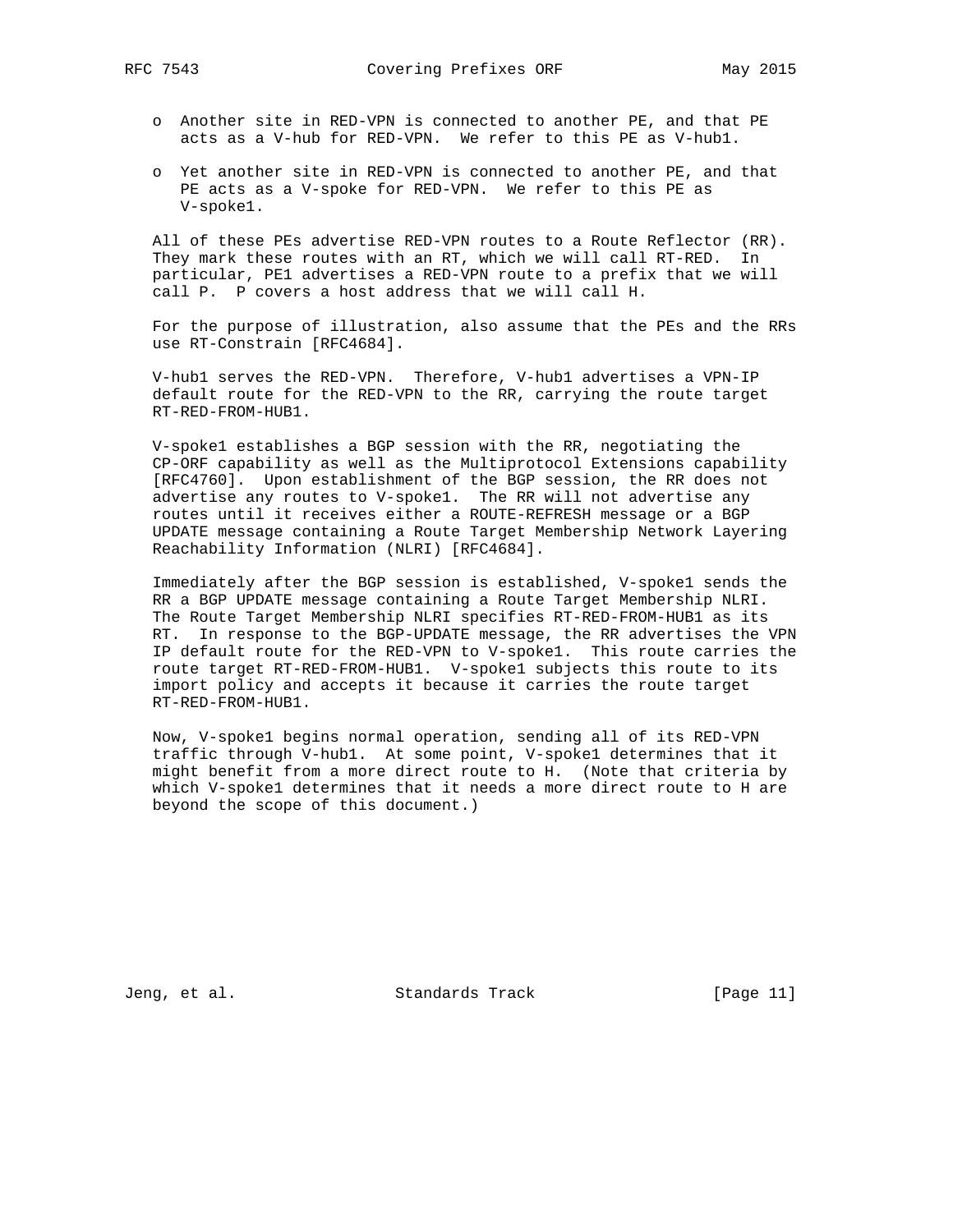- Another site in RED-VPN is connected to another PE, and that PE acts as a V-hub for RED-VPN. We refer to this PE as V-hub1.

- Yet another site in RED-VPN is connected to another PE, and that PE acts as a V-spoke for RED-VPN. We refer to this PE as V-spoke1.

All of these PEs advertise RED-VPN routes to a Route Reflector (RR). They mark these routes with an RT, which we will call RT-RED. In particular, PE1 advertises a RED-VPN route to a prefix that we will call P. P covers a host address that we will call H.

For the purpose of illustration, also assume that the PEs and the RRs use RT-Constrain [RFC4684].

V-hub1 serves the RED-VPN. Therefore, V-hub1 advertises a VPN-IP default route for the RED-VPN to the RR, carrying the route target RT-RED-FROM-HUB1.

V-spoke1 establishes a BGP session with the RR, negotiating the CP-ORF capability as well as the Multiprotocol Extensions capability [RFC4760]. Upon establishment of the BGP session, the RR does not advertise any routes to V-spoke1. The RR will not advertise any routes until it receives either a ROUTE-REFRESH message or a BGP UPDATE message containing a Route Target Membership Network Layering Reachability Information (NLRI) [RFC4684].

Immediately after the BGP session is established, V-spoke1 sends the RR a BGP UPDATE message containing a Route Target Membership NLRI. The Route Target Membership NLRI specifies RT-RED-FROM-HUB1 as its RT. In response to the BGP-UPDATE message, the RR advertises the VPN IP default route for the RED-VPN to V-spoke1. This route carries the route target RT-RED-FROM-HUB1. V-spoke1 subjects this route to its import policy and accepts it because it carries the route target RT-RED-FROM-HUB1.

Now, V-spoke1 begins normal operation, sending all of its RED-VPN traffic through V-hub1. At some point, V-spoke1 determines that it might benefit from a more direct route to H. (Note that criteria by which V-spoke1 determines that it needs a more direct route to H are beyond the scope of this document.)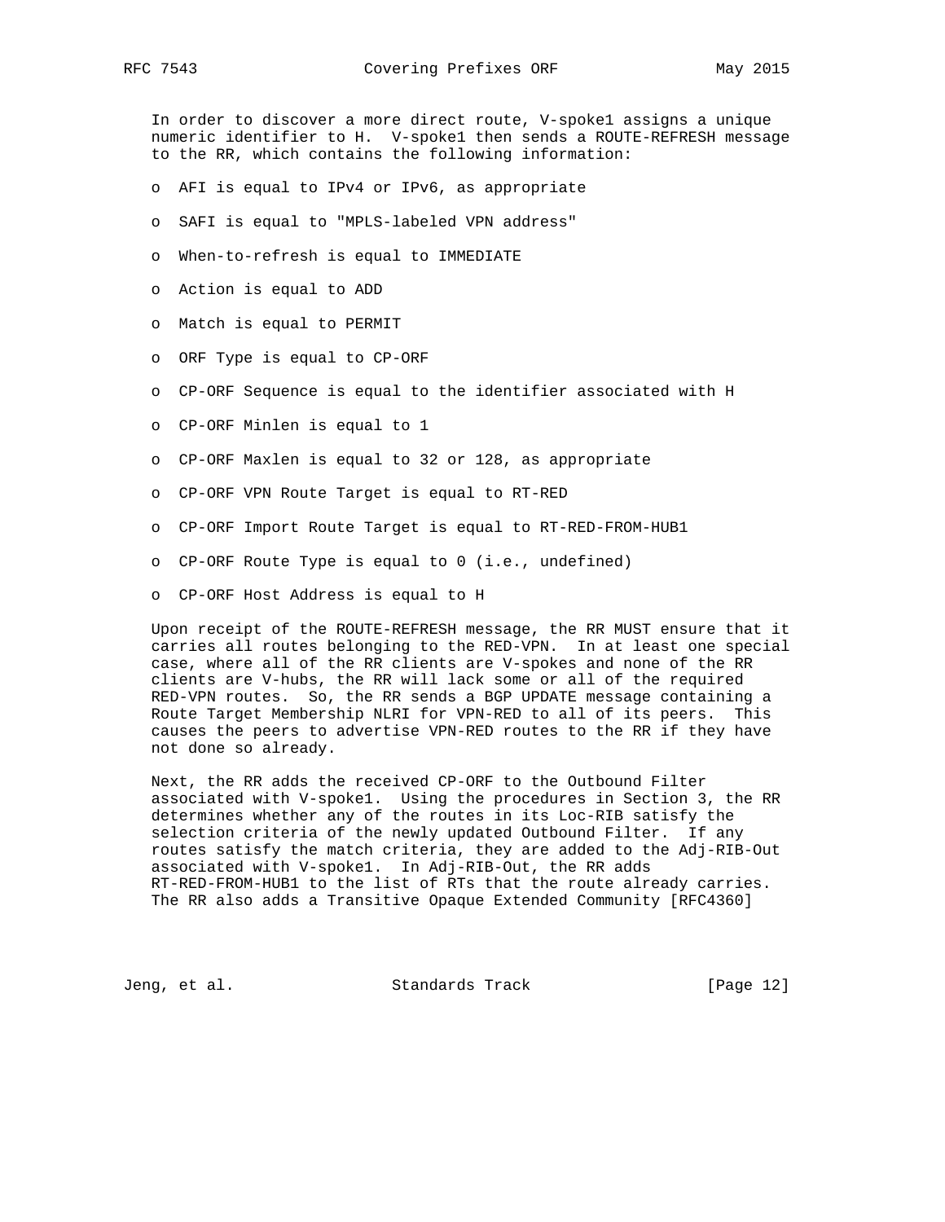In order to discover a more direct route, V-spoke1 assigns a unique numeric identifier to H. V-spoke1 then sends a ROUTE-REFRESH message to the RR, which contains the following information:

- AFI is equal to IPv4 or IPv6, as appropriate
- SAFI is equal to "MPLS-labeled VPN address"
- When-to-refresh is equal to IMMEDIATE
- Action is equal to ADD
- Match is equal to PERMIT
- ORF Type is equal to CP-ORF
- CP-ORF Sequence is equal to the identifier associated with H
- CP-ORF Minlen is equal to 1
- CP-ORF Maxlen is equal to 32 or 128, as appropriate
- CP-ORF VPN Route Target is equal to RT-RED
- CP-ORF Import Route Target is equal to RT-RED-FROM-HUB1
- CP-ORF Route Type is equal to 0 (i.e., undefined)
- CP-ORF Host Address is equal to H

Upon receipt of the ROUTE-REFRESH message, the RR MUST ensure that it carries all routes belonging to the RED-VPN. In at least one special case, where all of the RR clients are V-spokes and none of the RR clients are V-hubs, the RR will lack some or all of the required RED-VPN routes. So, the RR sends a BGP UPDATE message containing a Route Target Membership NLRI for VPN-RED to all of its peers. This causes the peers to advertise VPN-RED routes to the RR if they have not done so already.

Next, the RR adds the received CP-ORF to the Outbound Filter associated with V-spoke1. Using the procedures in Section 3, the RR determines whether any of the routes in its Loc-RIB satisfy the selection criteria of the newly updated Outbound Filter. If any routes satisfy the match criteria, they are added to the Adj-RIB-Out associated with V-spoke1. In Adj-RIB-Out, the RR adds RT-RED-FROM-HUB1 to the list of RTs that the route already carries. The RR also adds a Transitive Opaque Extended Community [RFC4360]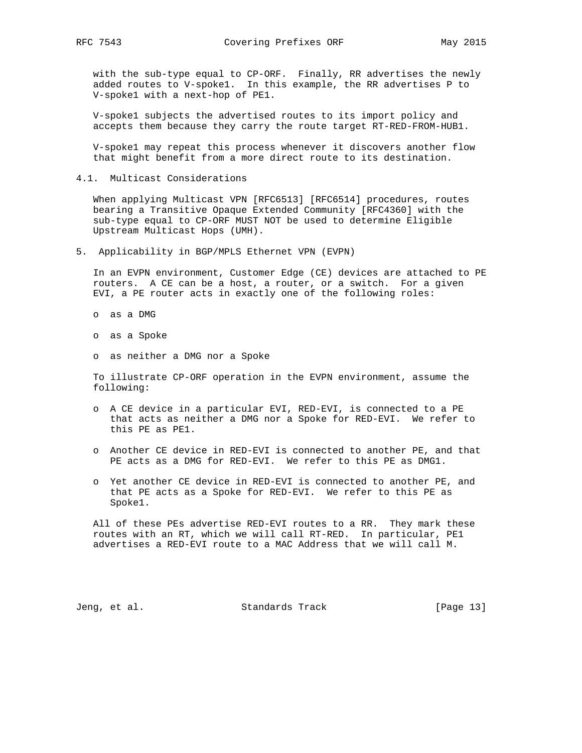with the sub-type equal to CP-ORF. Finally, RR advertises the newly added routes to V-spoke1. In this example, the RR advertises P to V-spoke1 with a next-hop of PE1.

V-spoke1 subjects the advertised routes to its import policy and accepts them because they carry the route target RT-RED-FROM-HUB1.

V-spoke1 may repeat this process whenever it discovers another flow that might benefit from a more direct route to its destination.

### 4.1. Multicast Considerations

When applying Multicast VPN [RFC6513] [RFC6514] procedures, routes bearing a Transitive Opaque Extended Community [RFC4360] with the sub-type equal to CP-ORF MUST NOT be used to determine Eligible Upstream Multicast Hops (UMH).

## 5. Applicability in BGP/MPLS Ethernet VPN (EVPN)

In an EVPN environment, Customer Edge (CE) devices are attached to PE routers. A CE can be a host, a router, or a switch. For a given EVI, a PE router acts in exactly one of the following roles:

- as a DMG
- as a Spoke
- as neither a DMG nor a Spoke

To illustrate CP-ORF operation in the EVPN environment, assume the following:

- A CE device in a particular EVI, RED-EVI, is connected to a PE that acts as neither a DMG nor a Spoke for RED-EVI. We refer to this PE as PE1.
- Another CE device in RED-EVI is connected to another PE, and that PE acts as a DMG for RED-EVI. We refer to this PE as DMG1.
- Yet another CE device in RED-EVI is connected to another PE, and that PE acts as a Spoke for RED-EVI. We refer to this PE as Spoke1.

All of these PEs advertise RED-EVI routes to a RR. They mark these routes with an RT, which we will call RT-RED. In particular, PE1 advertises a RED-EVI route to a MAC Address that we will call M.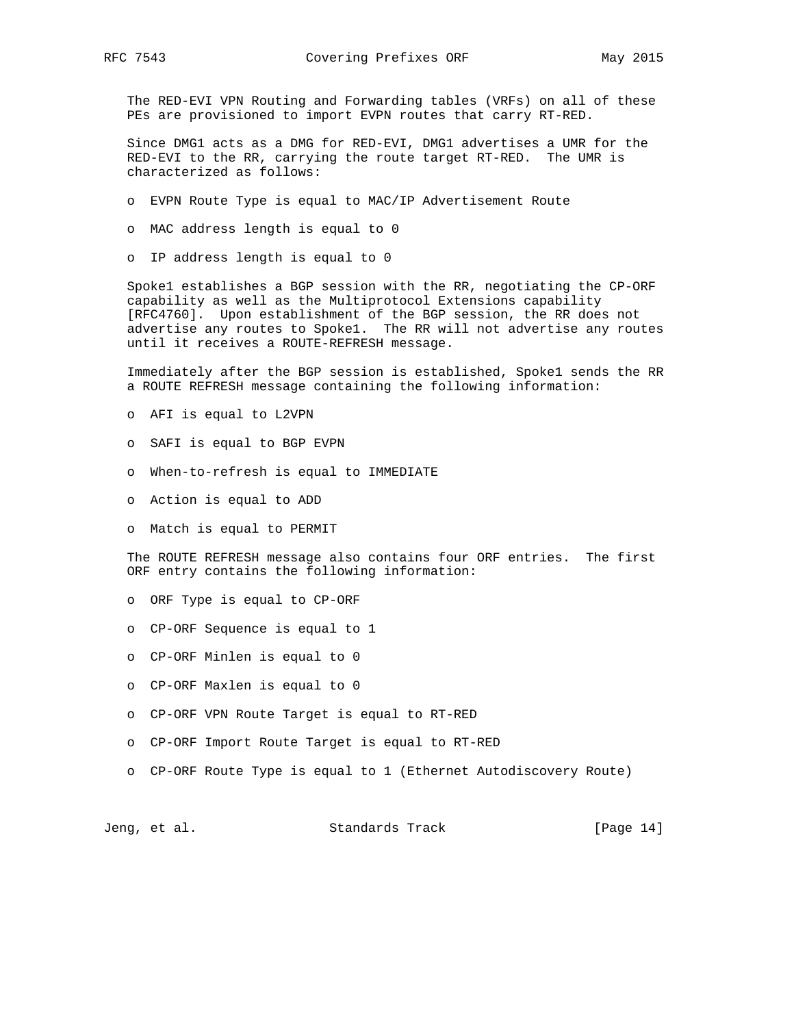The RED-EVI VPN Routing and Forwarding tables (VRFs) on all of these PEs are provisioned to import EVPN routes that carry RT-RED.

Since DMG1 acts as a DMG for RED-EVI, DMG1 advertises a UMR for the RED-EVI to the RR, carrying the route target RT-RED. The UMR is characterized as follows:

- EVPN Route Type is equal to MAC/IP Advertisement Route
- MAC address length is equal to 0
- IP address length is equal to 0

Spoke1 establishes a BGP session with the RR, negotiating the CP-ORF capability as well as the Multiprotocol Extensions capability [RFC4760]. Upon establishment of the BGP session, the RR does not advertise any routes to Spoke1. The RR will not advertise any routes until it receives a ROUTE-REFRESH message.

Immediately after the BGP session is established, Spoke1 sends the RR a ROUTE REFRESH message containing the following information:

- AFI is equal to L2VPN
- SAFI is equal to BGP EVPN
- When-to-refresh is equal to IMMEDIATE
- Action is equal to ADD
- Match is equal to PERMIT

The ROUTE REFRESH message also contains four ORF entries. The first ORF entry contains the following information:

- ORF Type is equal to CP-ORF
- CP-ORF Sequence is equal to 1
- CP-ORF Minlen is equal to 0
- CP-ORF Maxlen is equal to 0
- CP-ORF VPN Route Target is equal to RT-RED
- CP-ORF Import Route Target is equal to RT-RED
- CP-ORF Route Type is equal to 1 (Ethernet Autodiscovery Route)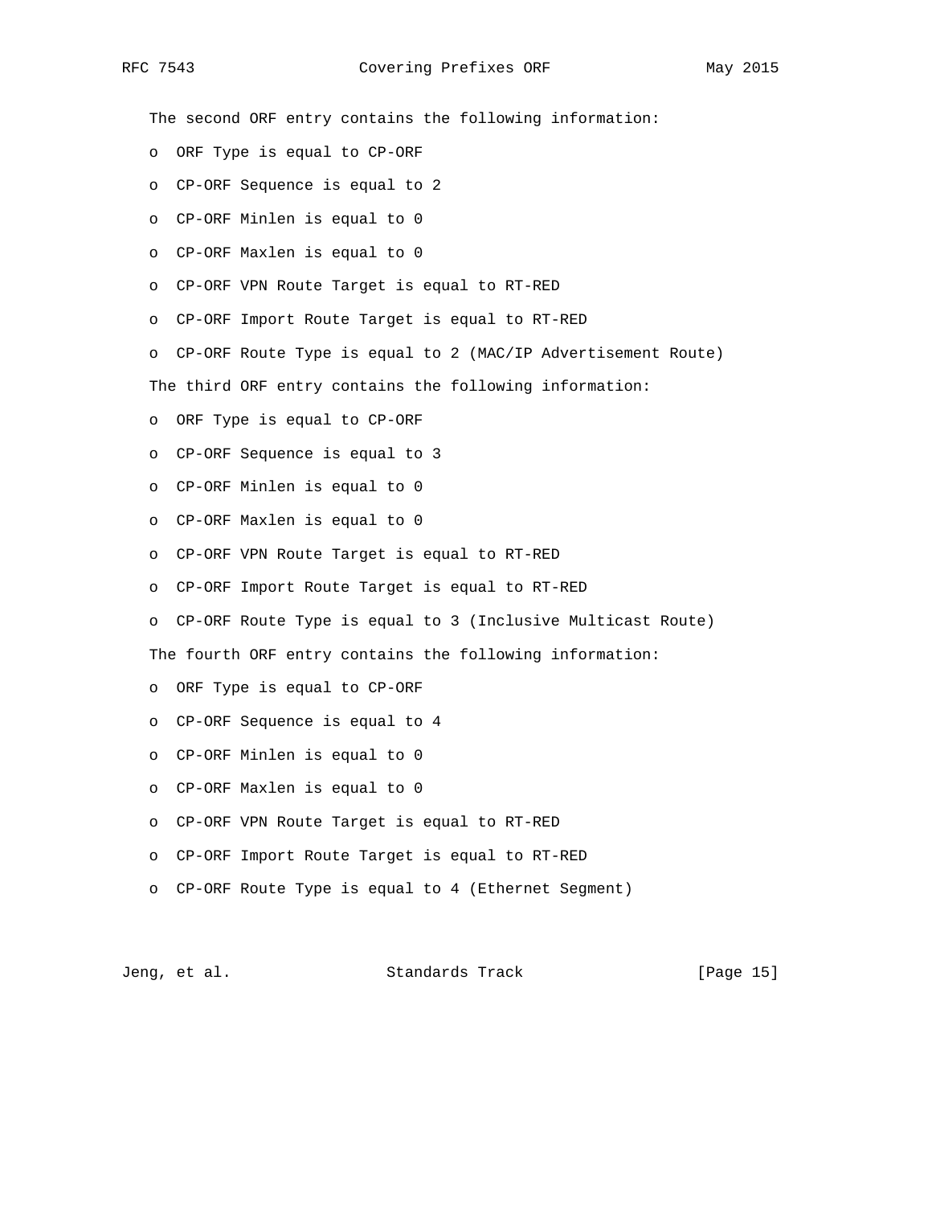The second ORF entry contains the following information:

- ORF Type is equal to CP-ORF
- CP-ORF Sequence is equal to 2
- CP-ORF Minlen is equal to 0
- CP-ORF Maxlen is equal to 0
- CP-ORF VPN Route Target is equal to RT-RED
- CP-ORF Import Route Target is equal to RT-RED
- CP-ORF Route Type is equal to 2 (MAC/IP Advertisement Route)

The third ORF entry contains the following information:

- ORF Type is equal to CP-ORF
- CP-ORF Sequence is equal to 3
- CP-ORF Minlen is equal to 0
- CP-ORF Maxlen is equal to 0
- CP-ORF VPN Route Target is equal to RT-RED
- CP-ORF Import Route Target is equal to RT-RED
- CP-ORF Route Type is equal to 3 (Inclusive Multicast Route)

The fourth ORF entry contains the following information:

- ORF Type is equal to CP-ORF
- CP-ORF Sequence is equal to 4
- CP-ORF Minlen is equal to 0
- CP-ORF Maxlen is equal to 0
- CP-ORF VPN Route Target is equal to RT-RED
- CP-ORF Import Route Target is equal to RT-RED
- CP-ORF Route Type is equal to 4 (Ethernet Segment)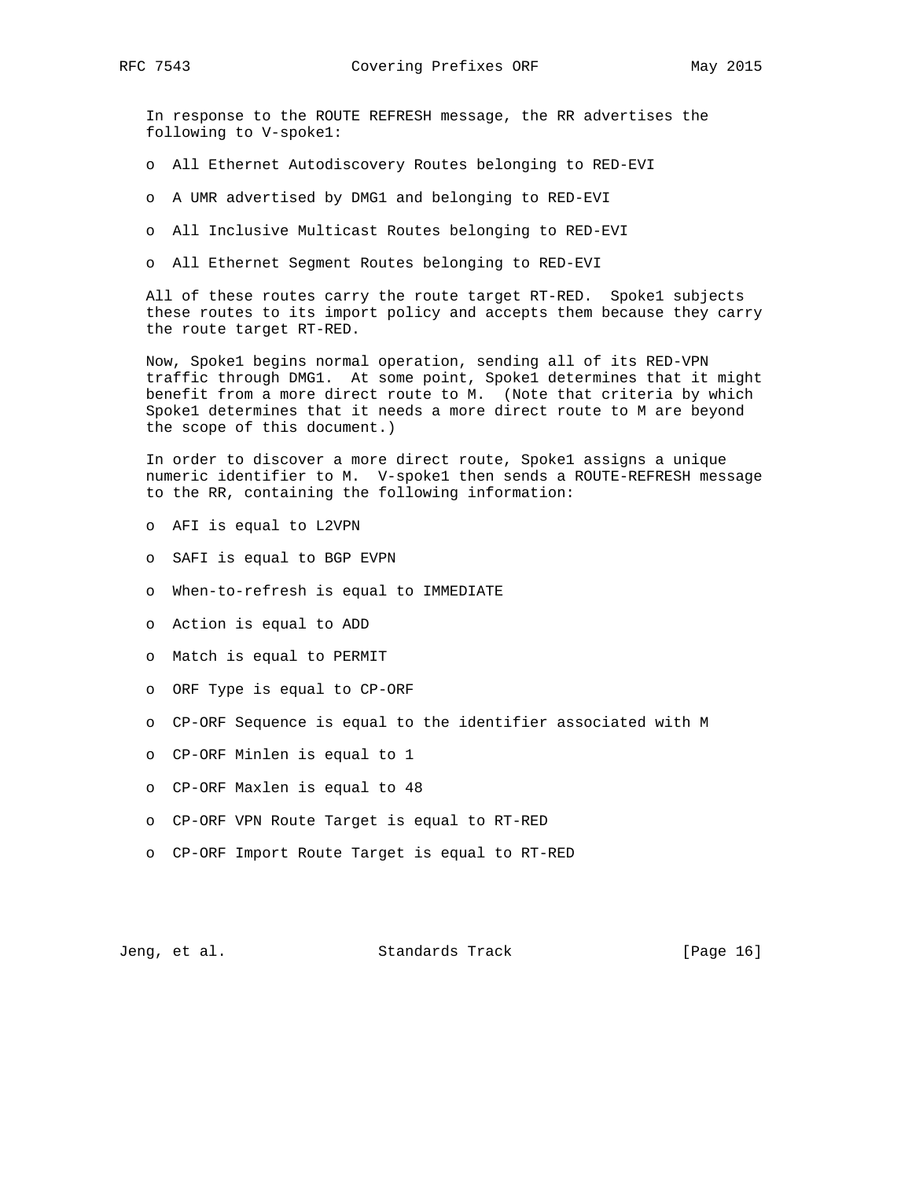In response to the ROUTE REFRESH message, the RR advertises the following to V-spoke1:

- All Ethernet Autodiscovery Routes belonging to RED-EVI
- A UMR advertised by DMG1 and belonging to RED-EVI
- All Inclusive Multicast Routes belonging to RED-EVI
- All Ethernet Segment Routes belonging to RED-EVI

All of these routes carry the route target RT-RED. Spoke1 subjects these routes to its import policy and accepts them because they carry the route target RT-RED.

Now, Spoke1 begins normal operation, sending all of its RED-VPN traffic through DMG1. At some point, Spoke1 determines that it might benefit from a more direct route to M. (Note that criteria by which Spoke1 determines that it needs a more direct route to M are beyond the scope of this document.)

In order to discover a more direct route, Spoke1 assigns a unique numeric identifier to M. V-spoke1 then sends a ROUTE-REFRESH message to the RR, containing the following information:

- AFI is equal to L2VPN
- SAFI is equal to BGP EVPN
- When-to-refresh is equal to IMMEDIATE
- Action is equal to ADD
- Match is equal to PERMIT
- ORF Type is equal to CP-ORF
- CP-ORF Sequence is equal to the identifier associated with M
- CP-ORF Minlen is equal to 1
- CP-ORF Maxlen is equal to 48
- CP-ORF VPN Route Target is equal to RT-RED
- CP-ORF Import Route Target is equal to RT-RED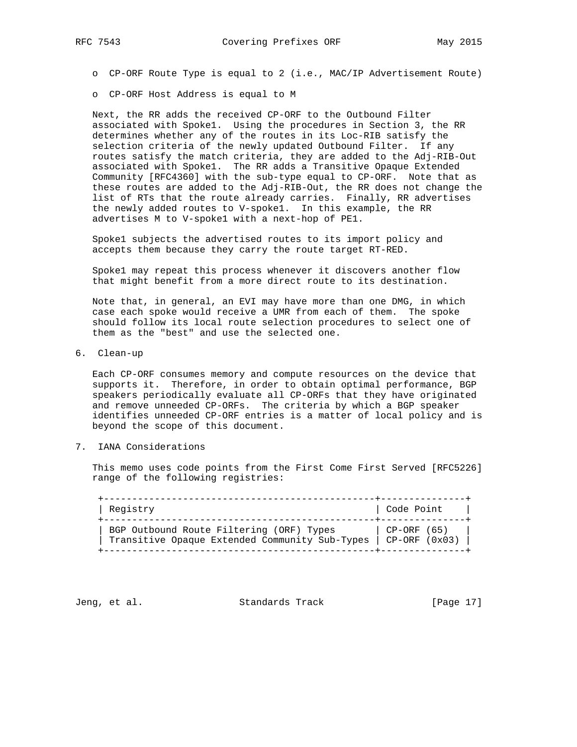- CP-ORF Route Type is equal to 2 (i.e., MAC/IP Advertisement Route)
- CP-ORF Host Address is equal to M

Next, the RR adds the received CP-ORF to the Outbound Filter associated with Spoke1. Using the procedures in Section 3, the RR determines whether any of the routes in its Loc-RIB satisfy the selection criteria of the newly updated Outbound Filter. If any routes satisfy the match criteria, they are added to the Adj-RIB-Out associated with Spoke1. The RR adds a Transitive Opaque Extended Community [RFC4360] with the sub-type equal to CP-ORF. Note that as these routes are added to the Adj-RIB-Out, the RR does not change the list of RTs that the route already carries. Finally, RR advertises the newly added routes to V-spoke1. In this example, the RR advertises M to V-spoke1 with a next-hop of PE1.

Spoke1 subjects the advertised routes to its import policy and accepts them because they carry the route target RT-RED.

Spoke1 may repeat this process whenever it discovers another flow that might benefit from a more direct route to its destination.

Note that, in general, an EVI may have more than one DMG, in which case each spoke would receive a UMR from each of them. The spoke should follow its local route selection procedures to select one of them as the "best" and use the selected one.

## 6. Clean-up

Each CP-ORF consumes memory and compute resources on the device that supports it. Therefore, in order to obtain optimal performance, BGP speakers periodically evaluate all CP-ORFs that they have originated and remove unneeded CP-ORFs. The criteria by which a BGP speaker identifies unneeded CP-ORF entries is a matter of local policy and is beyond the scope of this document.

## 7. IANA Considerations

This memo uses code points from the First Come First Served [RFC5226] range of the following registries:

| Registry | Code Point |
|---|---|
| BGP Outbound Route Filtering (ORF) Types | CP-ORF (65) |
| Transitive Opaque Extended Community Sub-Types | CP-ORF (0x03) |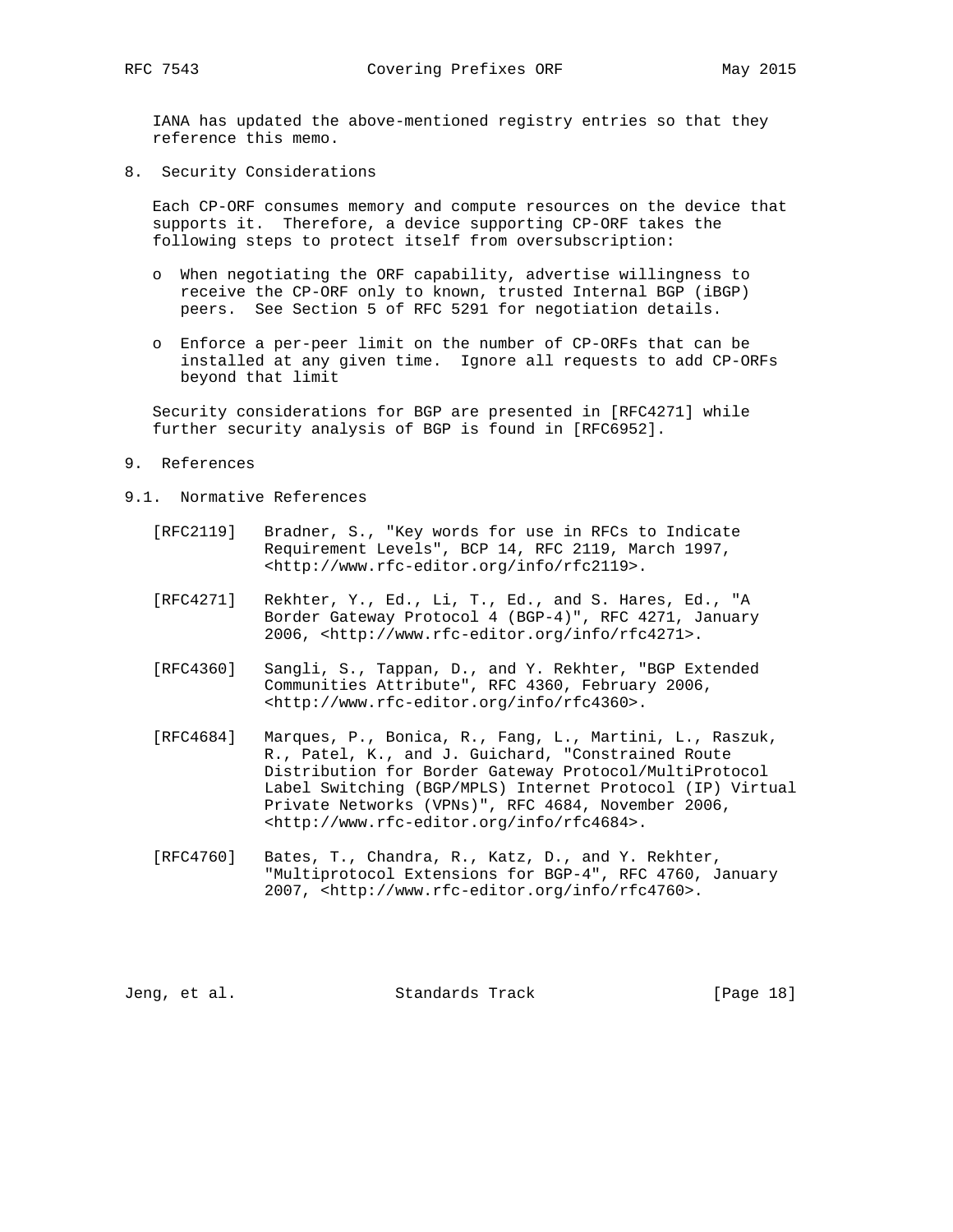IANA has updated the above-mentioned registry entries so that they reference this memo.

## 8. Security Considerations

Each CP-ORF consumes memory and compute resources on the device that supports it. Therefore, a device supporting CP-ORF takes the following steps to protect itself from oversubscription:

- When negotiating the ORF capability, advertise willingness to receive the CP-ORF only to known, trusted Internal BGP (iBGP) peers. See Section 5 of RFC 5291 for negotiation details.

- Enforce a per-peer limit on the number of CP-ORFs that can be installed at any given time. Ignore all requests to add CP-ORFs beyond that limit

Security considerations for BGP are presented in [RFC4271] while further security analysis of BGP is found in [RFC6952].

## 9. References

### 9.1. Normative References

[RFC2119] Bradner, S., "Key words for use in RFCs to Indicate Requirement Levels", BCP 14, RFC 2119, March 1997, <http://www.rfc-editor.org/info/rfc2119>.

[RFC4271] Rekhter, Y., Ed., Li, T., Ed., and S. Hares, Ed., "A Border Gateway Protocol 4 (BGP-4)", RFC 4271, January 2006, <http://www.rfc-editor.org/info/rfc4271>.

[RFC4360] Sangli, S., Tappan, D., and Y. Rekhter, "BGP Extended Communities Attribute", RFC 4360, February 2006, <http://www.rfc-editor.org/info/rfc4360>.

[RFC4684] Marques, P., Bonica, R., Fang, L., Martini, L., Raszuk, R., Patel, K., and J. Guichard, "Constrained Route Distribution for Border Gateway Protocol/MultiProtocol Label Switching (BGP/MPLS) Internet Protocol (IP) Virtual Private Networks (VPNs)", RFC 4684, November 2006, <http://www.rfc-editor.org/info/rfc4684>.

[RFC4760] Bates, T., Chandra, R., Katz, D., and Y. Rekhter, "Multiprotocol Extensions for BGP-4", RFC 4760, January 2007, <http://www.rfc-editor.org/info/rfc4760>.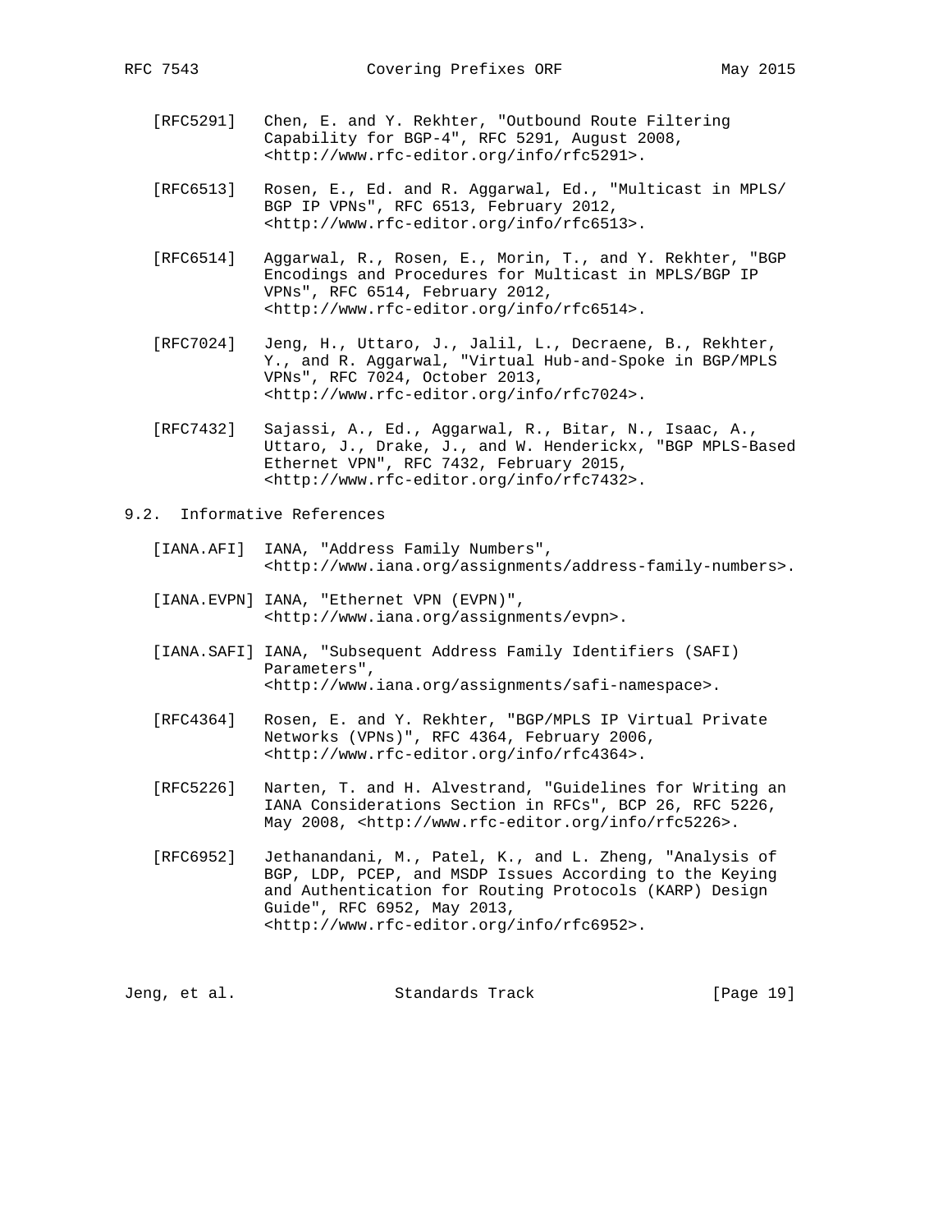[RFC5291] Chen, E. and Y. Rekhter, "Outbound Route Filtering Capability for BGP-4", RFC 5291, August 2008, <http://www.rfc-editor.org/info/rfc5291>.

[RFC6513] Rosen, E., Ed. and R. Aggarwal, Ed., "Multicast in MPLS/BGP IP VPNs", RFC 6513, February 2012, <http://www.rfc-editor.org/info/rfc6513>.

[RFC6514] Aggarwal, R., Rosen, E., Morin, T., and Y. Rekhter, "BGP Encodings and Procedures for Multicast in MPLS/BGP IP VPNs", RFC 6514, February 2012, <http://www.rfc-editor.org/info/rfc6514>.

[RFC7024] Jeng, H., Uttaro, J., Jalil, L., Decraene, B., Rekhter, Y., and R. Aggarwal, "Virtual Hub-and-Spoke in BGP/MPLS VPNs", RFC 7024, October 2013, <http://www.rfc-editor.org/info/rfc7024>.

[RFC7432] Sajassi, A., Ed., Aggarwal, R., Bitar, N., Isaac, A., Uttaro, J., Drake, J., and W. Henderickx, "BGP MPLS-Based Ethernet VPN", RFC 7432, February 2015, <http://www.rfc-editor.org/info/rfc7432>.

## 9.2. Informative References

[IANA.AFI] IANA, "Address Family Numbers", <http://www.iana.org/assignments/address-family-numbers>.

[IANA.EVPN] IANA, "Ethernet VPN (EVPN)", <http://www.iana.org/assignments/evpn>.

[IANA.SAFI] IANA, "Subsequent Address Family Identifiers (SAFI) Parameters", <http://www.iana.org/assignments/safi-namespace>.

[RFC4364] Rosen, E. and Y. Rekhter, "BGP/MPLS IP Virtual Private Networks (VPNs)", RFC 4364, February 2006, <http://www.rfc-editor.org/info/rfc4364>.

[RFC5226] Narten, T. and H. Alvestrand, "Guidelines for Writing an IANA Considerations Section in RFCs", BCP 26, RFC 5226, May 2008, <http://www.rfc-editor.org/info/rfc5226>.

[RFC6952] Jethanandani, M., Patel, K., and L. Zheng, "Analysis of BGP, LDP, PCEP, and MSDP Issues According to the Keying and Authentication for Routing Protocols (KARP) Design Guide", RFC 6952, May 2013, <http://www.rfc-editor.org/info/rfc6952>.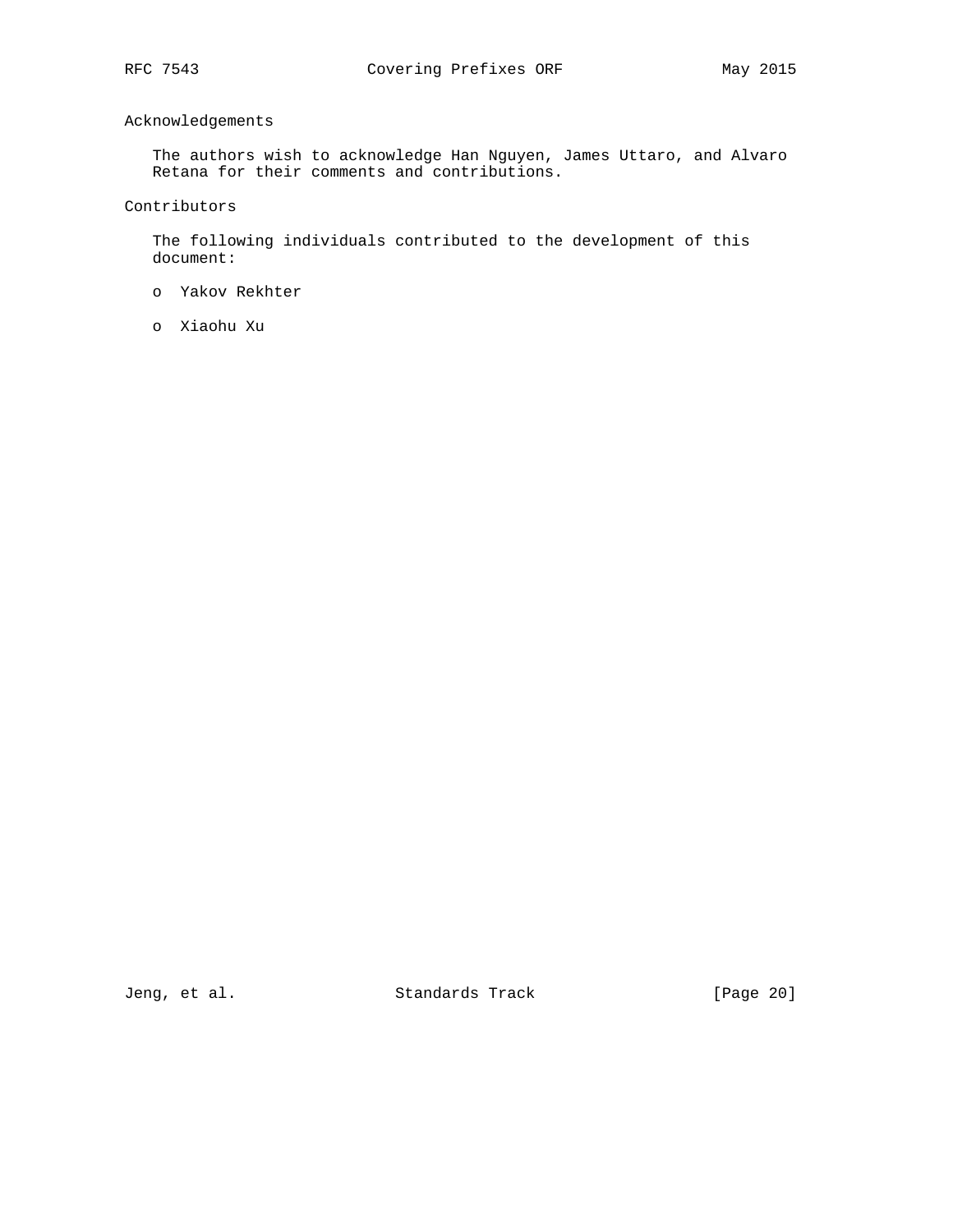## Acknowledgements

The authors wish to acknowledge Han Nguyen, James Uttaro, and Alvaro Retana for their comments and contributions.

## Contributors

The following individuals contributed to the development of this document:

- Yakov Rekhter
- Xiaohu Xu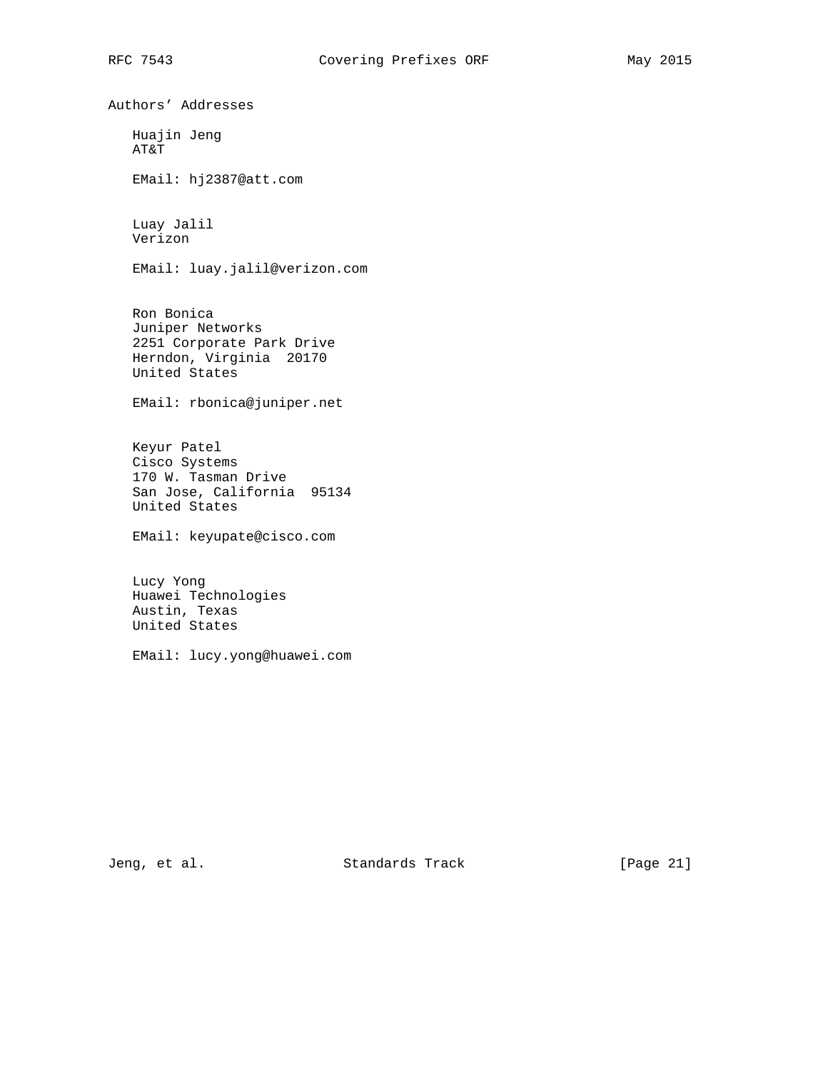# Authors' Addresses

Huajin Jeng
AT&T

EMail: hj2387@att.com

Luay Jalil
Verizon

EMail: luay.jalil@verizon.com

Ron Bonica
Juniper Networks
2251 Corporate Park Drive
Herndon, Virginia 20170
United States

EMail: rbonica@juniper.net

Keyur Patel
Cisco Systems
170 W. Tasman Drive
San Jose, California 95134
United States

EMail: keyupate@cisco.com

Lucy Yong
Huawei Technologies
Austin, Texas
United States

EMail: lucy.yong@huawei.com